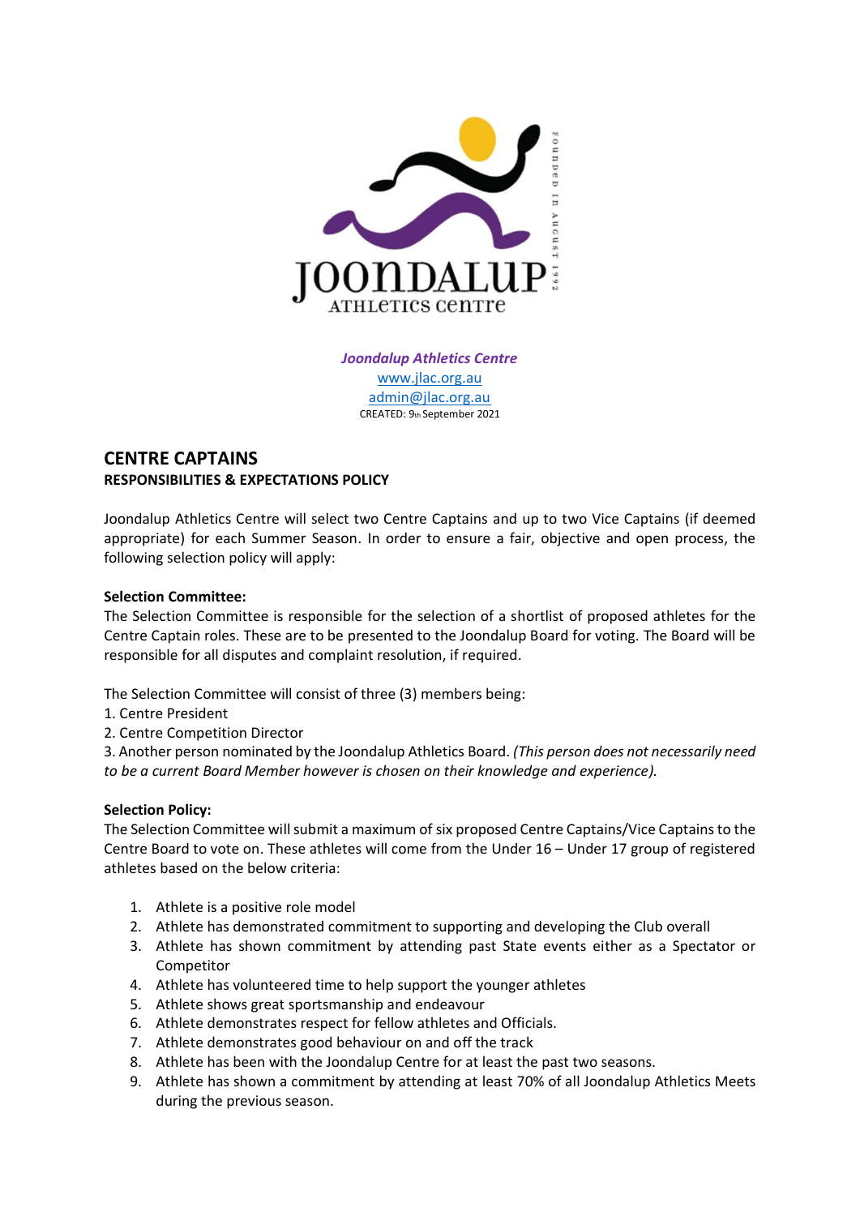*Joondalup Athletics Centre*
www.jlac.org.au
admin@jlac.org.au
CREATED: 9th September 2021

## CENTRE CAPTAINS

**RESPONSIBILITIES & EXPECTATIONS POLICY**

Joondalup Athletics Centre will select two Centre Captains and up to two Vice Captains (if deemed appropriate) for each Summer Season. In order to ensure a fair, objective and open process, the following selection policy will apply:

**Selection Committee:**
The Selection Committee is responsible for the selection of a shortlist of proposed athletes for the Centre Captain roles. These are to be presented to the Joondalup Board for voting. The Board will be responsible for all disputes and complaint resolution, if required.

The Selection Committee will consist of three (3) members being:
1. Centre President
2. Centre Competition Director
3. Another person nominated by the Joondalup Athletics Board. *(This person does not necessarily need to be a current Board Member however is chosen on their knowledge and experience).*

**Selection Policy:**
The Selection Committee will submit a maximum of six proposed Centre Captains/Vice Captains to the Centre Board to vote on. These athletes will come from the Under 16 – Under 17 group of registered athletes based on the below criteria:

1. Athlete is a positive role model
2. Athlete has demonstrated commitment to supporting and developing the Club overall
3. Athlete has shown commitment by attending past State events either as a Spectator or Competitor
4. Athlete has volunteered time to help support the younger athletes
5. Athlete shows great sportsmanship and endeavour
6. Athlete demonstrates respect for fellow athletes and Officials.
7. Athlete demonstrates good behaviour on and off the track
8. Athlete has been with the Joondalup Centre for at least the past two seasons.
9. Athlete has shown a commitment by attending at least 70% of all Joondalup Athletics Meets during the previous season.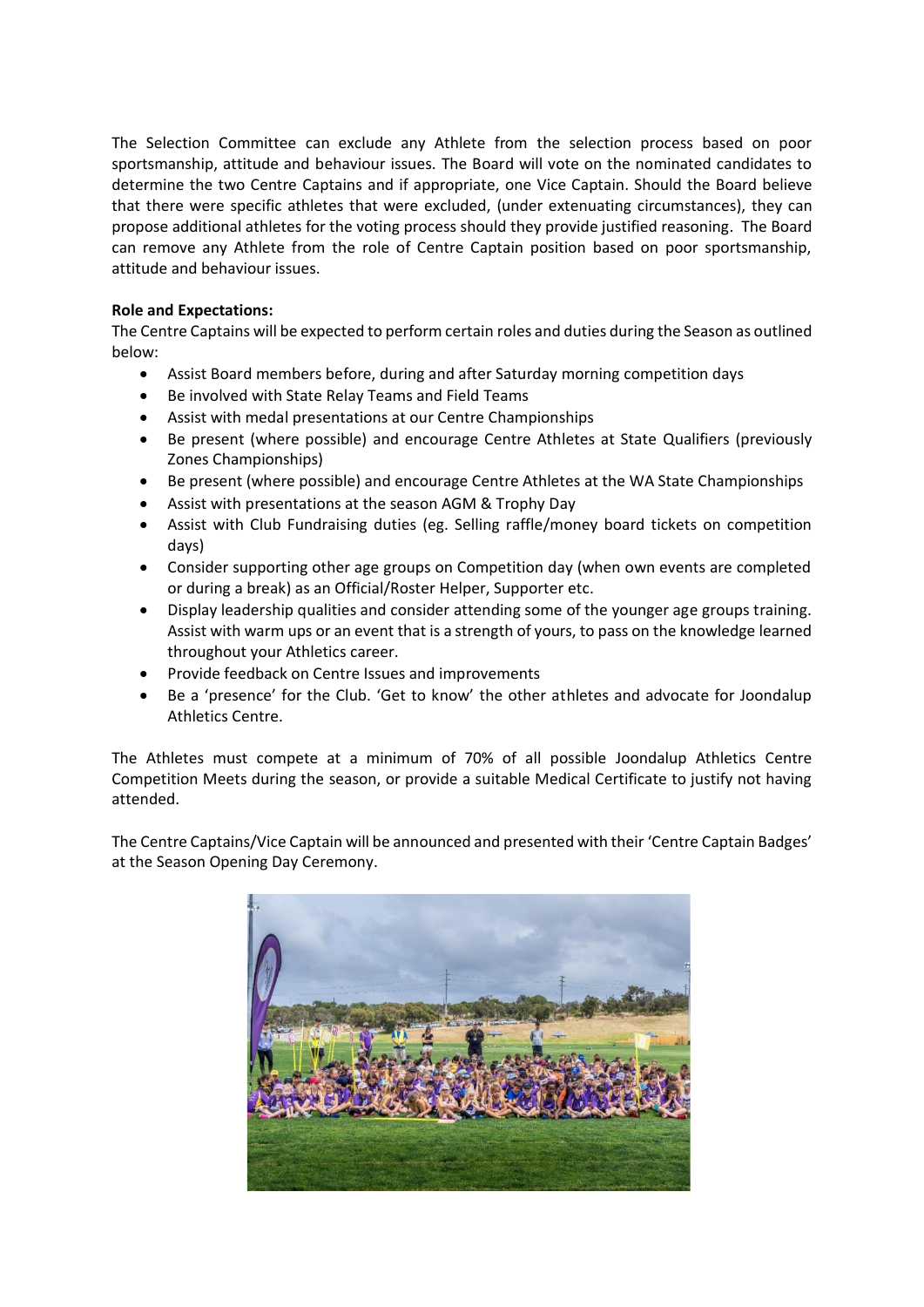The Selection Committee can exclude any Athlete from the selection process based on poor sportsmanship, attitude and behaviour issues. The Board will vote on the nominated candidates to determine the two Centre Captains and if appropriate, one Vice Captain. Should the Board believe that there were specific athletes that were excluded, (under extenuating circumstances), they can propose additional athletes for the voting process should they provide justified reasoning. The Board can remove any Athlete from the role of Centre Captain position based on poor sportsmanship, attitude and behaviour issues.

**Role and Expectations:**

The Centre Captains will be expected to perform certain roles and duties during the Season as outlined below:

- Assist Board members before, during and after Saturday morning competition days
- Be involved with State Relay Teams and Field Teams
- Assist with medal presentations at our Centre Championships
- Be present (where possible) and encourage Centre Athletes at State Qualifiers (previously Zones Championships)
- Be present (where possible) and encourage Centre Athletes at the WA State Championships
- Assist with presentations at the season AGM & Trophy Day
- Assist with Club Fundraising duties (eg. Selling raffle/money board tickets on competition days)
- Consider supporting other age groups on Competition day (when own events are completed or during a break) as an Official/Roster Helper, Supporter etc.
- Display leadership qualities and consider attending some of the younger age groups training. Assist with warm ups or an event that is a strength of yours, to pass on the knowledge learned throughout your Athletics career.
- Provide feedback on Centre Issues and improvements
- Be a 'presence' for the Club. 'Get to know' the other athletes and advocate for Joondalup Athletics Centre.

The Athletes must compete at a minimum of 70% of all possible Joondalup Athletics Centre Competition Meets during the season, or provide a suitable Medical Certificate to justify not having attended.

The Centre Captains/Vice Captain will be announced and presented with their 'Centre Captain Badges' at the Season Opening Day Ceremony.